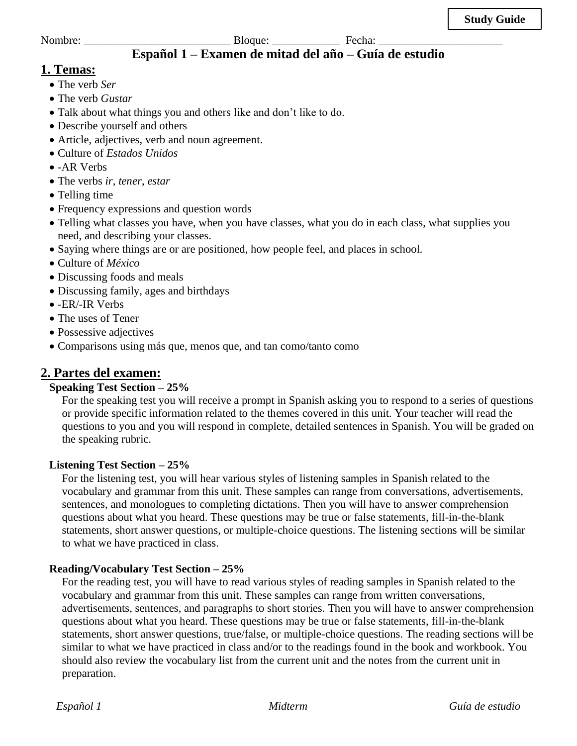**Study Guide**

Nombre: __________________________ Bloque: ____________ Fecha: ______________________

# Español 1 – Examen de mitad del año – Guía de estudio

## 1. Temas:

- The verb *Ser*
- The verb *Gustar*
- Talk about what things you and others like and don't like to do.
- Describe yourself and others
- Article, adjectives, verb and noun agreement.
- Culture of *Estados Unidos*
- -AR Verbs
- The verbs *ir*, *tener*, *estar*
- Telling time
- Frequency expressions and question words
- Telling what classes you have, when you have classes, what you do in each class, what supplies you need, and describing your classes.
- Saying where things are or are positioned, how people feel, and places in school.
- Culture of *México*
- Discussing foods and meals
- Discussing family, ages and birthdays
- -ER/-IR Verbs
- The uses of Tener
- Possessive adjectives
- Comparisons using más que, menos que, and tan como/tanto como

## 2. Partes del examen:

### Speaking Test Section – 25%

For the speaking test you will receive a prompt in Spanish asking you to respond to a series of questions or provide specific information related to the themes covered in this unit. Your teacher will read the questions to you and you will respond in complete, detailed sentences in Spanish. You will be graded on the speaking rubric.

### Listening Test Section – 25%

For the listening test, you will hear various styles of listening samples in Spanish related to the vocabulary and grammar from this unit. These samples can range from conversations, advertisements, sentences, and monologues to completing dictations. Then you will have to answer comprehension questions about what you heard. These questions may be true or false statements, fill-in-the-blank statements, short answer questions, or multiple-choice questions. The listening sections will be similar to what we have practiced in class.

### Reading/Vocabulary Test Section – 25%

For the reading test, you will have to read various styles of reading samples in Spanish related to the vocabulary and grammar from this unit. These samples can range from written conversations, advertisements, sentences, and paragraphs to short stories. Then you will have to answer comprehension questions about what you heard. These questions may be true or false statements, fill-in-the-blank statements, short answer questions, true/false, or multiple-choice questions. The reading sections will be similar to what we have practiced in class and/or to the readings found in the book and workbook. You should also review the vocabulary list from the current unit and the notes from the current unit in preparation.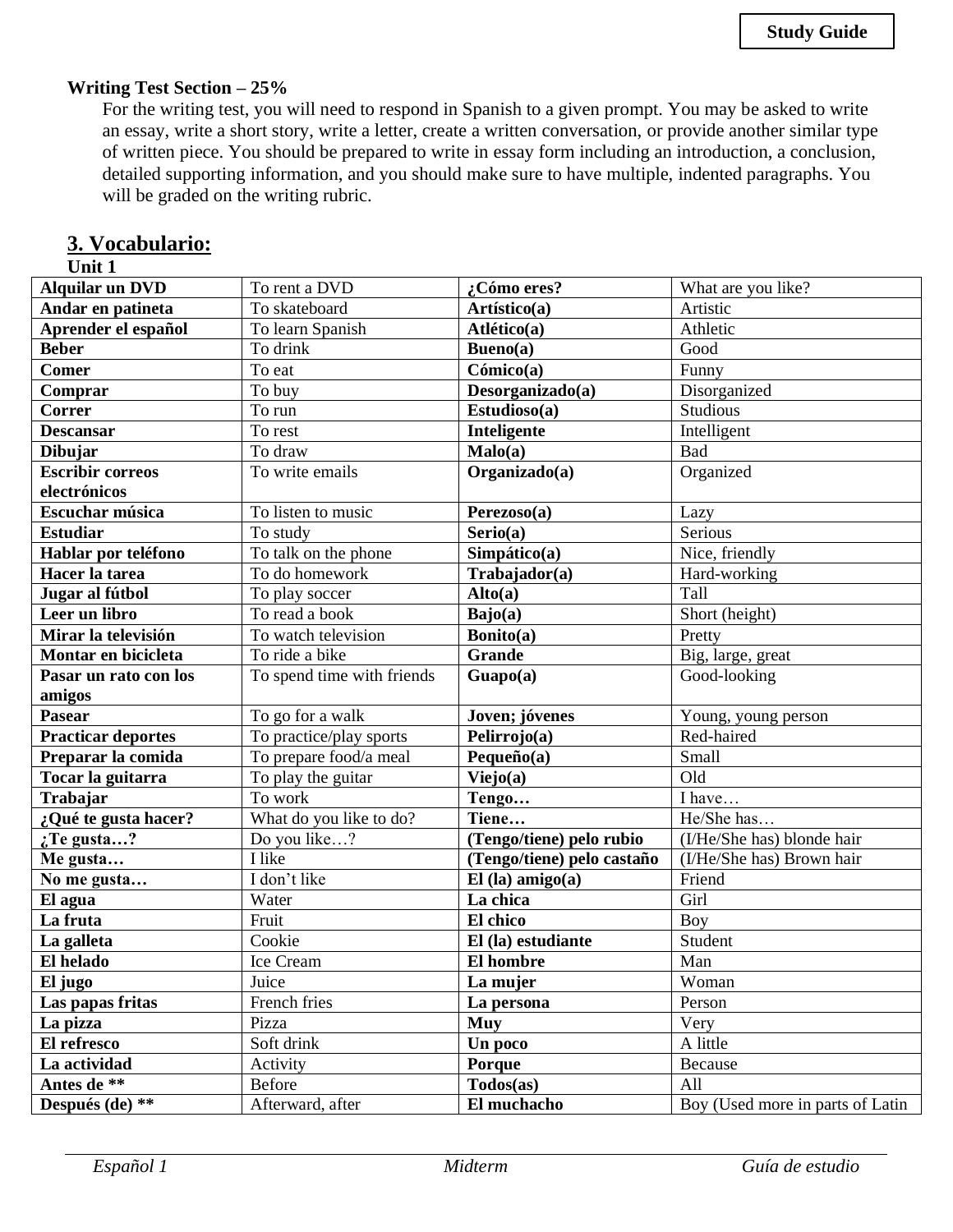**Study Guide**

**Writing Test Section – 25%**

For the writing test, you will need to respond in Spanish to a given prompt. You may be asked to write an essay, write a short story, write a letter, create a written conversation, or provide another similar type of written piece. You should be prepared to write in essay form including an introduction, a conclusion, detailed supporting information, and you should make sure to have multiple, indented paragraphs. You will be graded on the writing rubric.

## 3. Vocabulario:

**Unit 1**

| | | | |
|---|---|---|---|
| **Alquilar un DVD** | To rent a DVD | **¿Cómo eres?** | What are you like? |
| **Andar en patineta** | To skateboard | **Artístico(a)** | Artistic |
| **Aprender el español** | To learn Spanish | **Atlético(a)** | Athletic |
| **Beber** | To drink | **Bueno(a)** | Good |
| **Comer** | To eat | **Cómico(a)** | Funny |
| **Comprar** | To buy | **Desorganizado(a)** | Disorganized |
| **Correr** | To run | **Estudioso(a)** | Studious |
| **Descansar** | To rest | **Inteligente** | Intelligent |
| **Dibujar** | To draw | **Malo(a)** | Bad |
| **Escribir correos electrónicos** | To write emails | **Organizado(a)** | Organized |
| **Escuchar música** | To listen to music | **Perezoso(a)** | Lazy |
| **Estudiar** | To study | **Serio(a)** | Serious |
| **Hablar por teléfono** | To talk on the phone | **Simpático(a)** | Nice, friendly |
| **Hacer la tarea** | To do homework | **Trabajador(a)** | Hard-working |
| **Jugar al fútbol** | To play soccer | **Alto(a)** | Tall |
| **Leer un libro** | To read a book | **Bajo(a)** | Short (height) |
| **Mirar la televisión** | To watch television | **Bonito(a)** | Pretty |
| **Montar en bicicleta** | To ride a bike | **Grande** | Big, large, great |
| **Pasar un rato con los amigos** | To spend time with friends | **Guapo(a)** | Good-looking |
| **Pasear** | To go for a walk | **Joven; jóvenes** | Young, young person |
| **Practicar deportes** | To practice/play sports | **Pelirrojo(a)** | Red-haired |
| **Preparar la comida** | To prepare food/a meal | **Pequeño(a)** | Small |
| **Tocar la guitarra** | To play the guitar | **Viejo(a)** | Old |
| **Trabajar** | To work | **Tengo…** | I have… |
| **¿Qué te gusta hacer?** | What do you like to do? | **Tiene…** | He/She has… |
| **¿Te gusta…?** | Do you like…? | **(Tengo/tiene) pelo rubio** | (I/He/She has) blonde hair |
| **Me gusta…** | I like | **(Tengo/tiene) pelo castaño** | (I/He/She has) Brown hair |
| **No me gusta…** | I don't like | **El (la) amigo(a)** | Friend |
| **El agua** | Water | **La chica** | Girl |
| **La fruta** | Fruit | **El chico** | Boy |
| **La galleta** | Cookie | **El (la) estudiante** | Student |
| **El helado** | Ice Cream | **El hombre** | Man |
| **El jugo** | Juice | **La mujer** | Woman |
| **Las papas fritas** | French fries | **La persona** | Person |
| **La pizza** | Pizza | **Muy** | Very |
| **El refresco** | Soft drink | **Un poco** | A little |
| **La actividad** | Activity | **Porque** | Because |
| **Antes de \*\*** | Before | **Todos(as)** | All |
| **Después (de) \*\*** | Afterward, after | **El muchacho** | Boy (Used more in parts of Latin |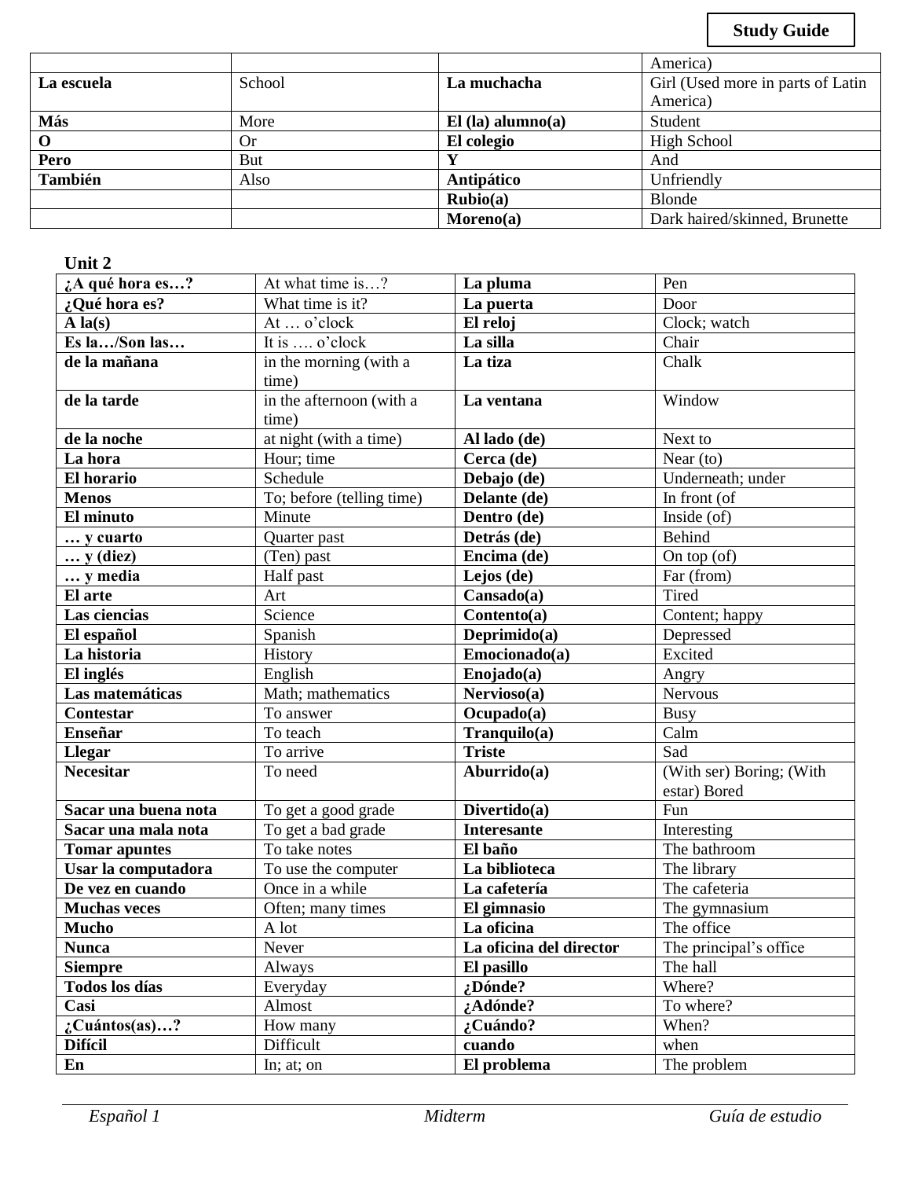| | | | America) |
|---|---|---|---|
| **La escuela** | School | **La muchacha** | Girl (Used more in parts of Latin America) |
| **Más** | More | **El (la) alumno(a)** | Student |
| **O** | Or | **El colegio** | High School |
| **Pero** | But | **Y** | And |
| **También** | Also | **Antipático** | Unfriendly |
| | | **Rubio(a)** | Blonde |
| | | **Moreno(a)** | Dark haired/skinned, Brunette |

**Unit 2**

| **¿A qué hora es…?** | At what time is…? | **La pluma** | Pen |
|---|---|---|---|
| **¿Qué hora es?** | What time is it? | **La puerta** | Door |
| **A la(s)** | At … o'clock | **El reloj** | Clock; watch |
| **Es la…/Son las…** | It is …. o'clock | **La silla** | Chair |
| **de la mañana** | in the morning (with a time) | **La tiza** | Chalk |
| **de la tarde** | in the afternoon (with a time) | **La ventana** | Window |
| **de la noche** | at night (with a time) | **Al lado (de)** | Next to |
| **La hora** | Hour; time | **Cerca (de)** | Near (to) |
| **El horario** | Schedule | **Debajo (de)** | Underneath; under |
| **Menos** | To; before (telling time) | **Delante (de)** | In front (of |
| **El minuto** | Minute | **Dentro (de)** | Inside (of) |
| **… y cuarto** | Quarter past | **Detrás (de)** | Behind |
| **… y (diez)** | (Ten) past | **Encima (de)** | On top (of) |
| **… y media** | Half past | **Lejos (de)** | Far (from) |
| **El arte** | Art | **Cansado(a)** | Tired |
| **Las ciencias** | Science | **Contento(a)** | Content; happy |
| **El español** | Spanish | **Deprimido(a)** | Depressed |
| **La historia** | History | **Emocionado(a)** | Excited |
| **El inglés** | English | **Enojado(a)** | Angry |
| **Las matemáticas** | Math; mathematics | **Nervioso(a)** | Nervous |
| **Contestar** | To answer | **Ocupado(a)** | Busy |
| **Enseñar** | To teach | **Tranquilo(a)** | Calm |
| **Llegar** | To arrive | **Triste** | Sad |
| **Necesitar** | To need | **Aburrido(a)** | (With ser) Boring; (With estar) Bored |
| **Sacar una buena nota** | To get a good grade | **Divertido(a)** | Fun |
| **Sacar una mala nota** | To get a bad grade | **Interesante** | Interesting |
| **Tomar apuntes** | To take notes | **El baño** | The bathroom |
| **Usar la computadora** | To use the computer | **La biblioteca** | The library |
| **De vez en cuando** | Once in a while | **La cafetería** | The cafeteria |
| **Muchas veces** | Often; many times | **El gimnasio** | The gymnasium |
| **Mucho** | A lot | **La oficina** | The office |
| **Nunca** | Never | **La oficina del director** | The principal's office |
| **Siempre** | Always | **El pasillo** | The hall |
| **Todos los días** | Everyday | **¿Dónde?** | Where? |
| **Casi** | Almost | **¿Adónde?** | To where? |
| **¿Cuántos(as)…?** | How many | **¿Cuándo?** | When? |
| **Difícil** | Difficult | **cuando** | when |
| **En** | In; at; on | **El problema** | The problem |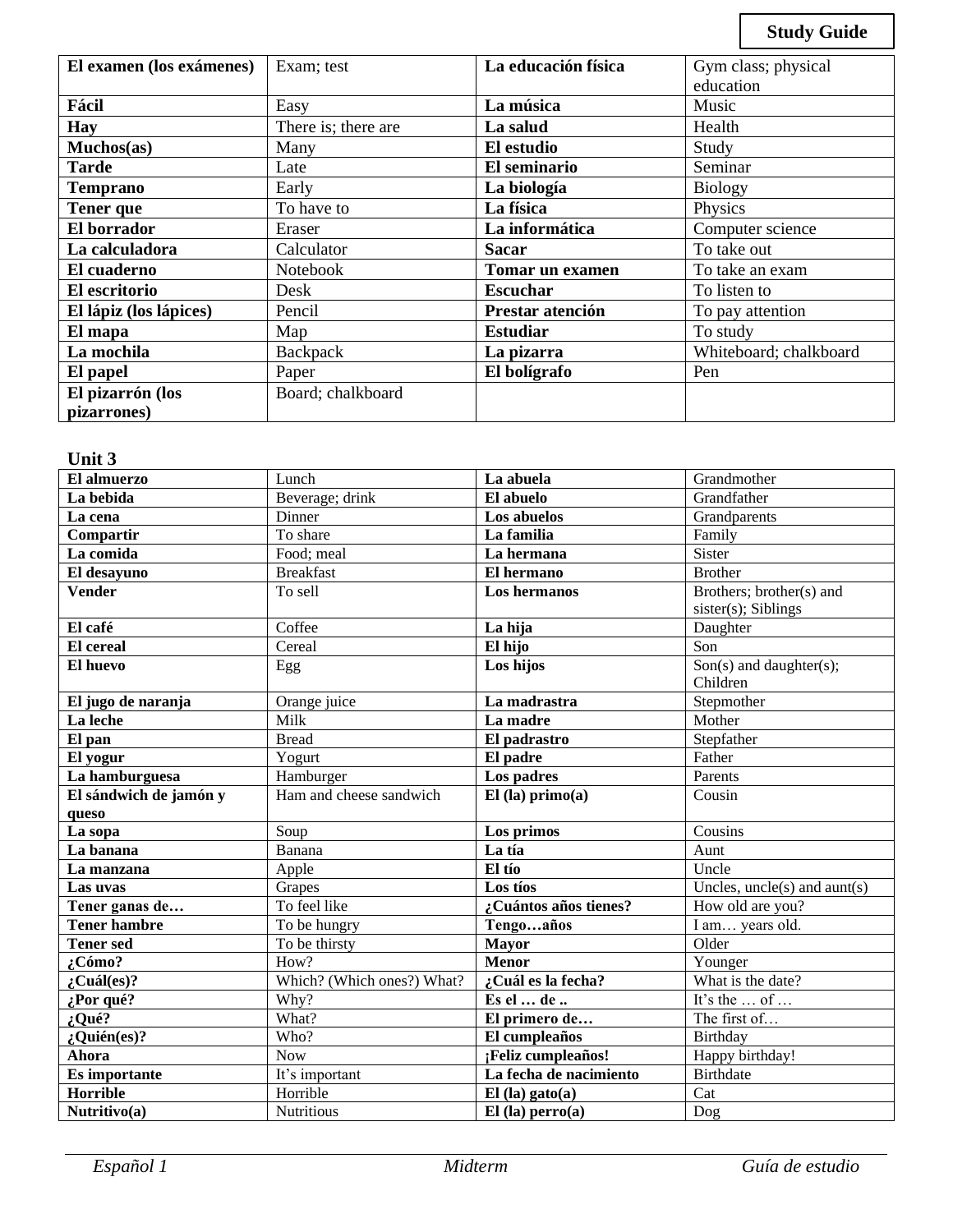**Study Guide**

| El examen (los exámenes) | Exam; test | La educación física | Gym class; physical education |
|---|---|---|---|
| Fácil | Easy | La música | Music |
| Hay | There is; there are | La salud | Health |
| Muchos(as) | Many | El estudio | Study |
| Tarde | Late | El seminario | Seminar |
| Temprano | Early | La biología | Biology |
| Tener que | To have to | La física | Physics |
| El borrador | Eraser | La informática | Computer science |
| La calculadora | Calculator | Sacar | To take out |
| El cuaderno | Notebook | Tomar un examen | To take an exam |
| El escritorio | Desk | Escuchar | To listen to |
| El lápiz (los lápices) | Pencil | Prestar atención | To pay attention |
| El mapa | Map | Estudiar | To study |
| La mochila | Backpack | La pizarra | Whiteboard; chalkboard |
| El papel | Paper | El bolígrafo | Pen |
| El pizarrón (los pizarrones) | Board; chalkboard | | |

## Unit 3

| El almuerzo | Lunch | La abuela | Grandmother |
|---|---|---|---|
| La bebida | Beverage; drink | El abuelo | Grandfather |
| La cena | Dinner | Los abuelos | Grandparents |
| Compartir | To share | La familia | Family |
| La comida | Food; meal | La hermana | Sister |
| El desayuno | Breakfast | El hermano | Brother |
| Vender | To sell | Los hermanos | Brothers; brother(s) and sister(s); Siblings |
| El café | Coffee | La hija | Daughter |
| El cereal | Cereal | El hijo | Son |
| El huevo | Egg | Los hijos | Son(s) and daughter(s); Children |
| El jugo de naranja | Orange juice | La madrastra | Stepmother |
| La leche | Milk | La madre | Mother |
| El pan | Bread | El padrastro | Stepfather |
| El yogur | Yogurt | El padre | Father |
| La hamburguesa | Hamburger | Los padres | Parents |
| El sándwich de jamón y queso | Ham and cheese sandwich | El (la) primo(a) | Cousin |
| La sopa | Soup | Los primos | Cousins |
| La banana | Banana | La tía | Aunt |
| La manzana | Apple | El tío | Uncle |
| Las uvas | Grapes | Los tíos | Uncles, uncle(s) and aunt(s) |
| Tener ganas de… | To feel like | ¿Cuántos años tienes? | How old are you? |
| Tener hambre | To be hungry | Tengo…años | I am… years old. |
| Tener sed | To be thirsty | Mayor | Older |
| ¿Cómo? | How? | Menor | Younger |
| ¿Cuál(es)? | Which? (Which ones?) What? | ¿Cuál es la fecha? | What is the date? |
| ¿Por qué? | Why? | Es el … de .. | It's the … of … |
| ¿Qué? | What? | El primero de… | The first of… |
| ¿Quién(es)? | Who? | El cumpleaños | Birthday |
| Ahora | Now | ¡Feliz cumpleaños! | Happy birthday! |
| Es importante | It's important | La fecha de nacimiento | Birthdate |
| Horrible | Horrible | El (la) gato(a) | Cat |
| Nutritivo(a) | Nutritious | El (la) perro(a) | Dog |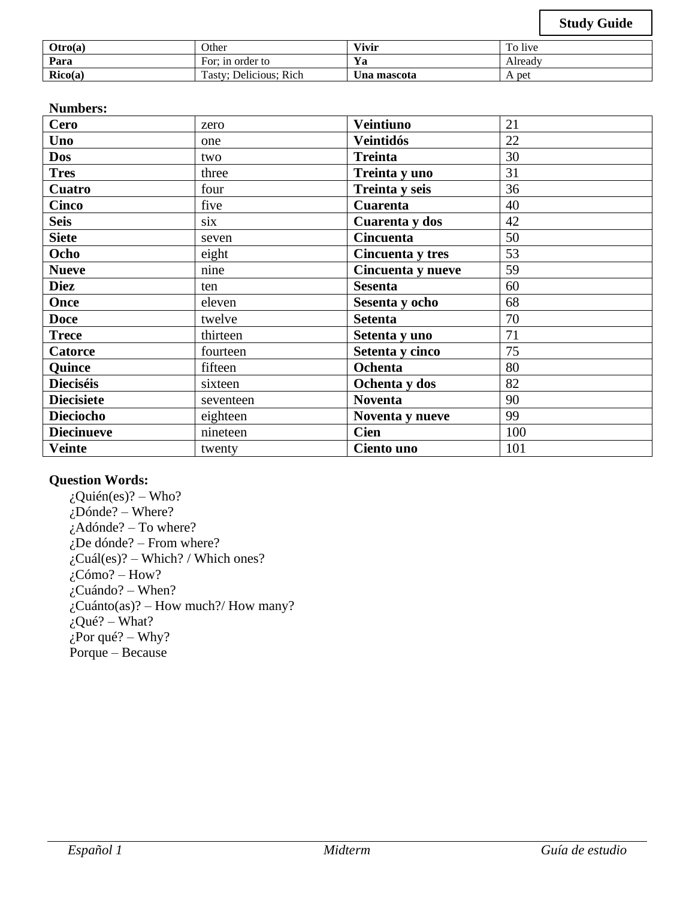**Study Guide**

| **Otro(a)** | Other | **Vivir** | To live |
|---|---|---|---|
| **Para** | For; in order to | **Ya** | Already |
| **Rico(a)** | Tasty; Delicious; Rich | **Una mascota** | A pet |

**Numbers:**

| **Cero** | zero | **Veintiuno** | 21 |
|---|---|---|---|
| **Uno** | one | **Veintidós** | 22 |
| **Dos** | two | **Treinta** | 30 |
| **Tres** | three | **Treinta y uno** | 31 |
| **Cuatro** | four | **Treinta y seis** | 36 |
| **Cinco** | five | **Cuarenta** | 40 |
| **Seis** | six | **Cuarenta y dos** | 42 |
| **Siete** | seven | **Cincuenta** | 50 |
| **Ocho** | eight | **Cincuenta y tres** | 53 |
| **Nueve** | nine | **Cincuenta y nueve** | 59 |
| **Diez** | ten | **Sesenta** | 60 |
| **Once** | eleven | **Sesenta y ocho** | 68 |
| **Doce** | twelve | **Setenta** | 70 |
| **Trece** | thirteen | **Setenta y uno** | 71 |
| **Catorce** | fourteen | **Setenta y cinco** | 75 |
| **Quince** | fifteen | **Ochenta** | 80 |
| **Dieciséis** | sixteen | **Ochenta y dos** | 82 |
| **Diecisiete** | seventeen | **Noventa** | 90 |
| **Dieciocho** | eighteen | **Noventa y nueve** | 99 |
| **Diecinueve** | nineteen | **Cien** | 100 |
| **Veinte** | twenty | **Ciento uno** | 101 |

**Question Words:**

¿Quién(es)? – Who?
¿Dónde? – Where?
¿Adónde? – To where?
¿De dónde? – From where?
¿Cuál(es)? – Which? / Which ones?
¿Cómo? – How?
¿Cuándo? – When?
¿Cuánto(as)? – How much?/ How many?
¿Qué? – What?
¿Por qué? – Why?
Porque – Because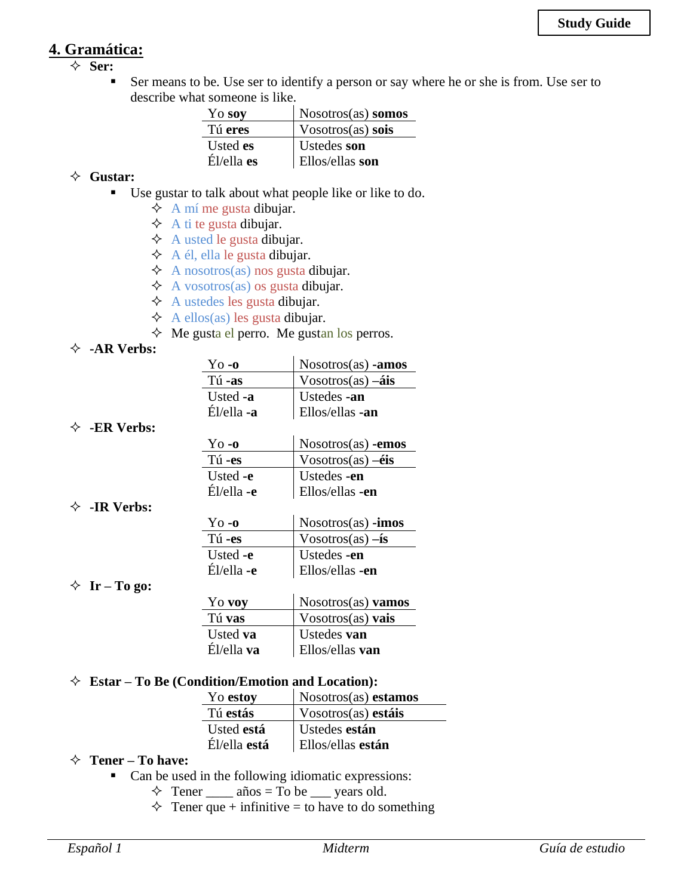## 4. Gramática:

- **Ser:**
  - Ser means to be. Use ser to identify a person or say where he or she is from. Use ser to describe what someone is like.

| | |
|---|---|
| Yo **soy** | Nosotros(as) **somos** |
| Tú **eres** | Vosotros(as) **sois** |
| Usted **es** | Ustedes **son** |
| Él/ella **es** | Ellos/ellas **son** |

- **Gustar:**
  - Use gustar to talk about what people like or like to do.
    - A mí me gusta dibujar.
    - A ti te gusta dibujar.
    - A usted le gusta dibujar.
    - A él, ella le gusta dibujar.
    - A nosotros(as) nos gusta dibujar.
    - A vosotros(as) os gusta dibujar.
    - A ustedes les gusta dibujar.
    - A ellos(as) les gusta dibujar.
    - Me gusta el perro. Me gustan los perros.

- **-AR Verbs:**

| | |
|---|---|
| Yo **-o** | Nosotros(as) **-amos** |
| Tú **-as** | Vosotros(as) **–áis** |
| Usted **-a** | Ustedes **-an** |
| Él/ella **-a** | Ellos/ellas **-an** |

- **-ER Verbs:**

| | |
|---|---|
| Yo **-o** | Nosotros(as) **-emos** |
| Tú **-es** | Vosotros(as) **–éis** |
| Usted **-e** | Ustedes **-en** |
| Él/ella **-e** | Ellos/ellas **-en** |

- **-IR Verbs:**

| | |
|---|---|
| Yo **-o** | Nosotros(as) **-imos** |
| Tú **-es** | Vosotros(as) **–ís** |
| Usted **-e** | Ustedes **-en** |
| Él/ella **-e** | Ellos/ellas **-en** |

- **Ir – To go:**

| | |
|---|---|
| Yo **voy** | Nosotros(as) **vamos** |
| Tú **vas** | Vosotros(as) **vais** |
| Usted **va** | Ustedes **van** |
| Él/ella **va** | Ellos/ellas **van** |

- **Estar – To Be (Condition/Emotion and Location):**

| | |
|---|---|
| Yo **estoy** | Nosotros(as) **estamos** |
| Tú **estás** | Vosotros(as) **estáis** |
| Usted **está** | Ustedes **están** |
| Él/ella **está** | Ellos/ellas **están** |

- **Tener – To have:**
  - Can be used in the following idiomatic expressions:
    - Tener ____ años = To be ___ years old.
    - Tener que + infinitive = to have to do something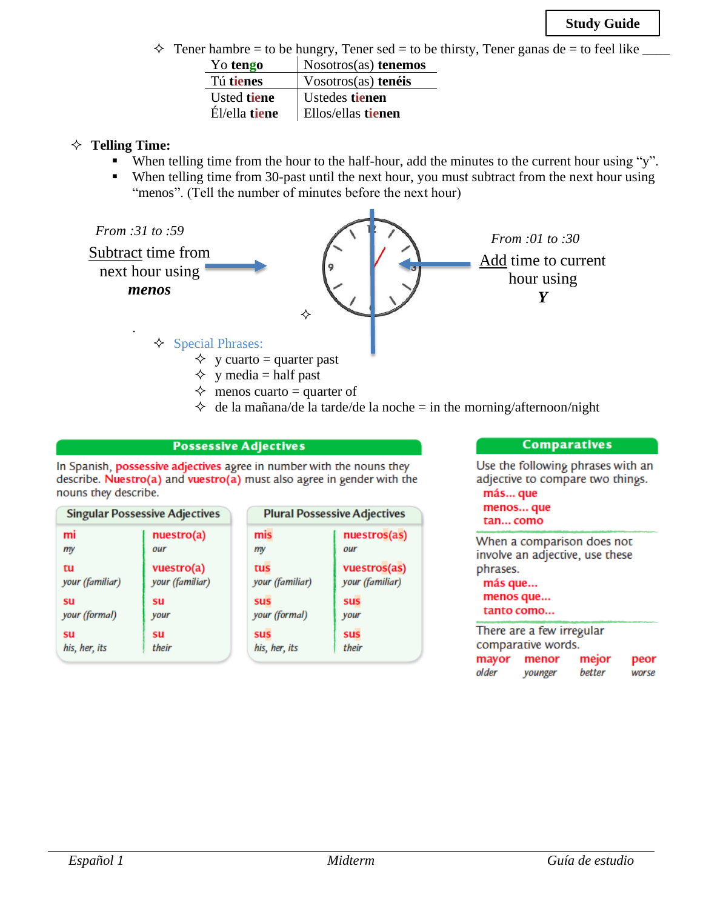**Study Guide**

- ✧ Tener hambre = to be hungry, Tener sed = to be thirsty, Tener ganas de = to feel like _____

| | |
|---|---|
| Yo **tengo** | Nosotros(as) **tenemos** |
| Tú **tienes** | Vosotros(as) **tenéis** |
| Usted **tiene** | Ustedes **tienen** |
| Él/ella **tiene** | Ellos/ellas **tienen** |

- ✧ **Telling Time:**
  - When telling time from the hour to the half-hour, add the minutes to the current hour using "y".
  - When telling time from 30-past until the next hour, you must subtract from the next hour using "menos". (Tell the number of minutes before the next hour)

*From :31 to :59*

Subtract time from next hour using ***menos***

*From :01 to :30*

Add time to current hour using ***Y***

- ✧ Special Phrases:
  - ✧ y cuarto = quarter past
  - ✧ y media = half past
  - ✧ menos cuarto = quarter of
  - ✧ de la mañana/de la tarde/de la noche = in the morning/afternoon/night

## Possessive Adjectives

In Spanish, **possessive adjectives** agree in number with the nouns they describe. **Nuestro(a)** and **vuestro(a)** must also agree in gender with the nouns they describe.

| Singular Possessive Adjectives | | Plural Possessive Adjectives | |
|---|---|---|---|
| **mi** *my* | **nuestro(a)** *our* | **mis** *my* | **nuestros(as)** *our* |
| **tu** *your (familiar)* | **vuestro(a)** *your (familiar)* | **tus** *your (familiar)* | **vuestros(as)** *your (familiar)* |
| **su** *your (formal)* | **su** *your* | **sus** *your (formal)* | **sus** *your* |
| **su** *his, her, its* | **su** *their* | **sus** *his, her, its* | **sus** *their* |

## Comparatives

Use the following phrases with an adjective to compare two things.

- **más... que**
- **menos... que**
- **tan... como**

When a comparison does not involve an adjective, use these phrases.

- **más que...**
- **menos que...**
- **tanto como...**

There are a few irregular comparative words.

| **mayor** | **menor** | **mejor** | **peor** |
|---|---|---|---|
| *older* | *younger* | *better* | *worse* |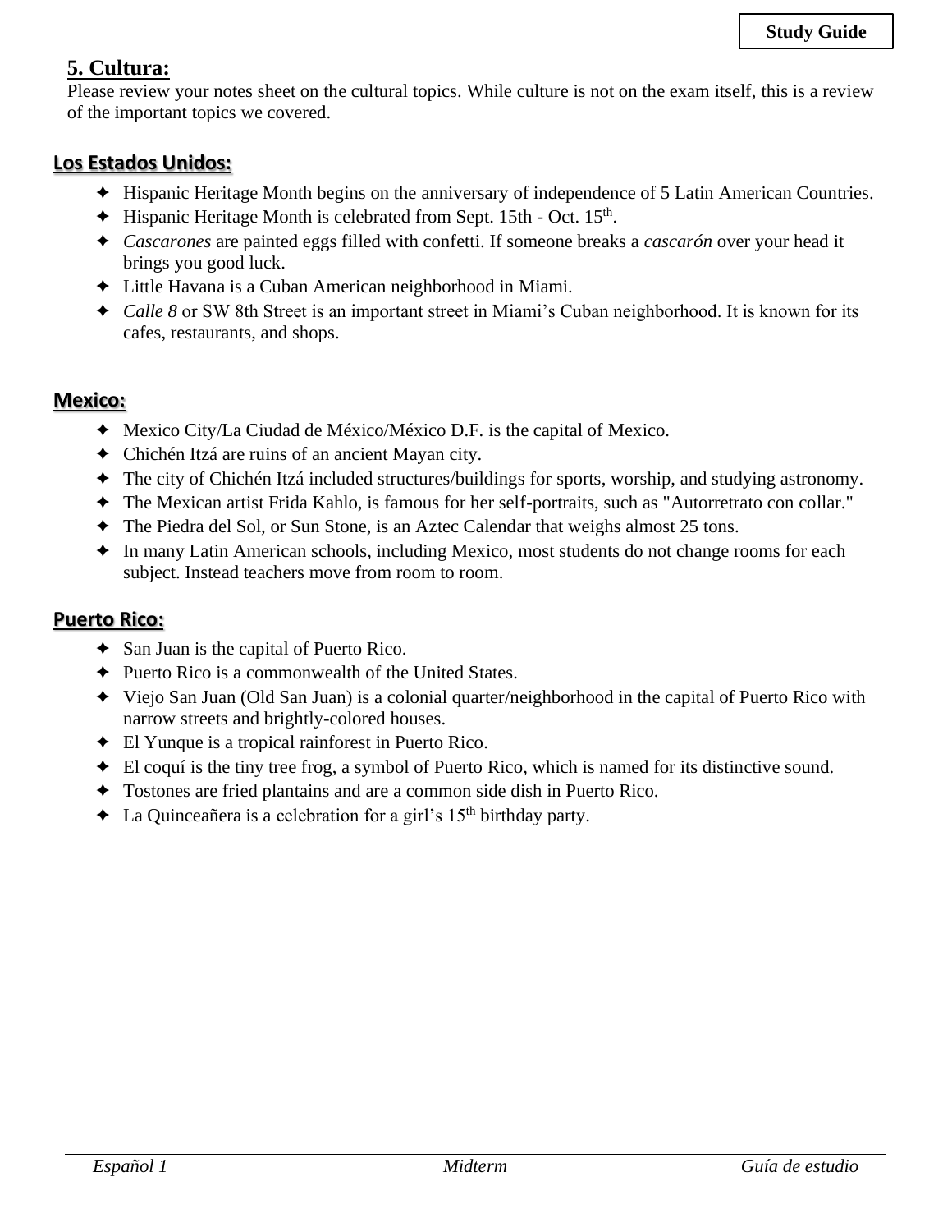## 5. Cultura:

Please review your notes sheet on the cultural topics. While culture is not on the exam itself, this is a review of the important topics we covered.

### Los Estados Unidos:

- Hispanic Heritage Month begins on the anniversary of independence of 5 Latin American Countries.
- Hispanic Heritage Month is celebrated from Sept. 15th - Oct. 15th.
- *Cascarones* are painted eggs filled with confetti. If someone breaks a *cascarón* over your head it brings you good luck.
- Little Havana is a Cuban American neighborhood in Miami.
- *Calle 8* or SW 8th Street is an important street in Miami's Cuban neighborhood. It is known for its cafes, restaurants, and shops.

### Mexico:

- Mexico City/La Ciudad de México/México D.F. is the capital of Mexico.
- Chichén Itzá are ruins of an ancient Mayan city.
- The city of Chichén Itzá included structures/buildings for sports, worship, and studying astronomy.
- The Mexican artist Frida Kahlo, is famous for her self-portraits, such as "Autorretrato con collar."
- The Piedra del Sol, or Sun Stone, is an Aztec Calendar that weighs almost 25 tons.
- In many Latin American schools, including Mexico, most students do not change rooms for each subject. Instead teachers move from room to room.

### Puerto Rico:

- San Juan is the capital of Puerto Rico.
- Puerto Rico is a commonwealth of the United States.
- Viejo San Juan (Old San Juan) is a colonial quarter/neighborhood in the capital of Puerto Rico with narrow streets and brightly-colored houses.
- El Yunque is a tropical rainforest in Puerto Rico.
- El coquí is the tiny tree frog, a symbol of Puerto Rico, which is named for its distinctive sound.
- Tostones are fried plantains and are a common side dish in Puerto Rico.
- La Quinceañera is a celebration for a girl's 15th birthday party.